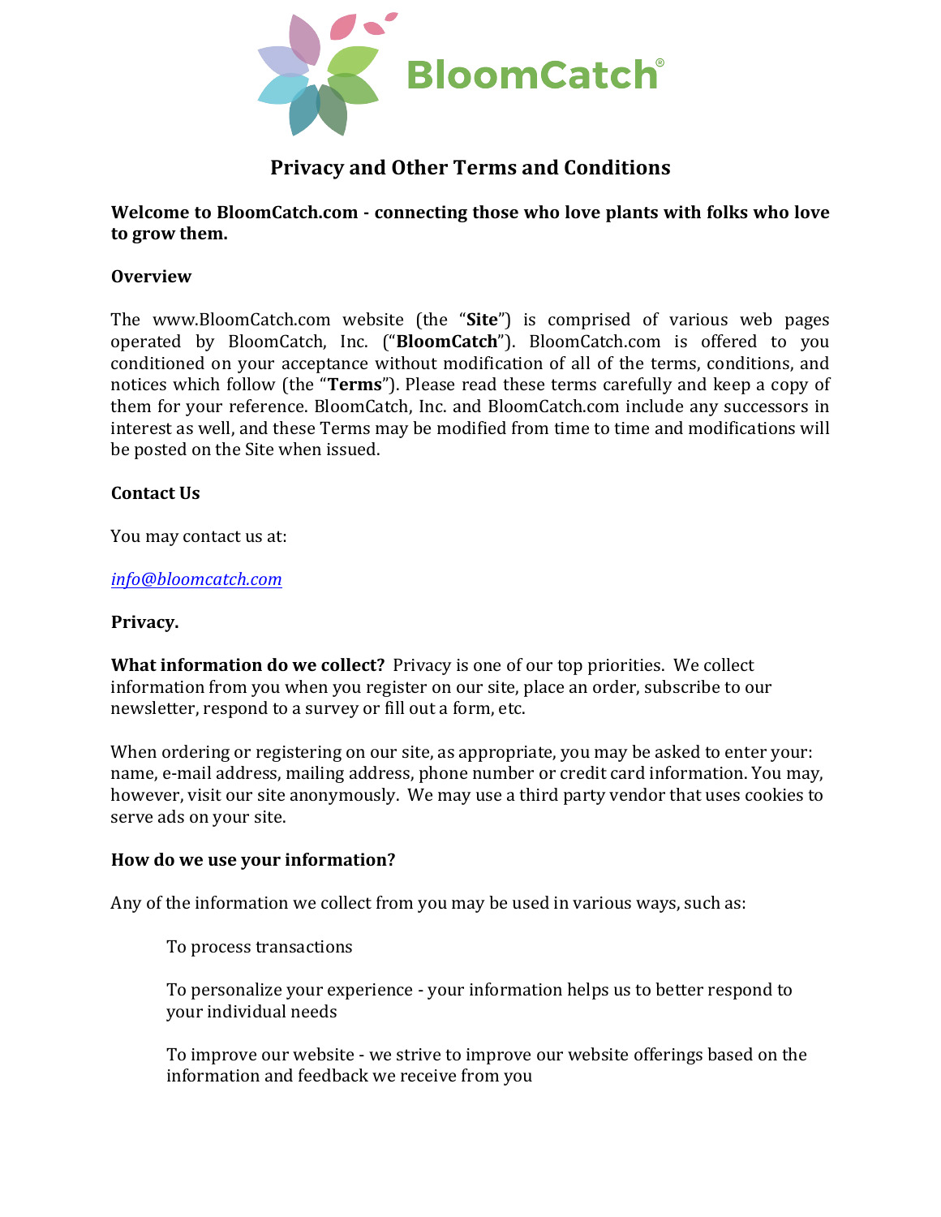BloomCatch®

# Privacy and Other Terms and Conditions

**Welcome to BloomCatch.com - connecting those who love plants with folks who love to grow them.**

**Overview**

The www.BloomCatch.com website (the "**Site**") is comprised of various web pages operated by BloomCatch, Inc. ("**BloomCatch**"). BloomCatch.com is offered to you conditioned on your acceptance without modification of all of the terms, conditions, and notices which follow (the "**Terms**"). Please read these terms carefully and keep a copy of them for your reference. BloomCatch, Inc. and BloomCatch.com include any successors in interest as well, and these Terms may be modified from time to time and modifications will be posted on the Site when issued.

**Contact Us**

You may contact us at:

*info@bloomcatch.com*

**Privacy.**

**What information do we collect?** Privacy is one of our top priorities. We collect information from you when you register on our site, place an order, subscribe to our newsletter, respond to a survey or fill out a form, etc.

When ordering or registering on our site, as appropriate, you may be asked to enter your: name, e-mail address, mailing address, phone number or credit card information. You may, however, visit our site anonymously. We may use a third party vendor that uses cookies to serve ads on your site.

**How do we use your information?**

Any of the information we collect from you may be used in various ways, such as:

To process transactions

To personalize your experience - your information helps us to better respond to your individual needs

To improve our website - we strive to improve our website offerings based on the information and feedback we receive from you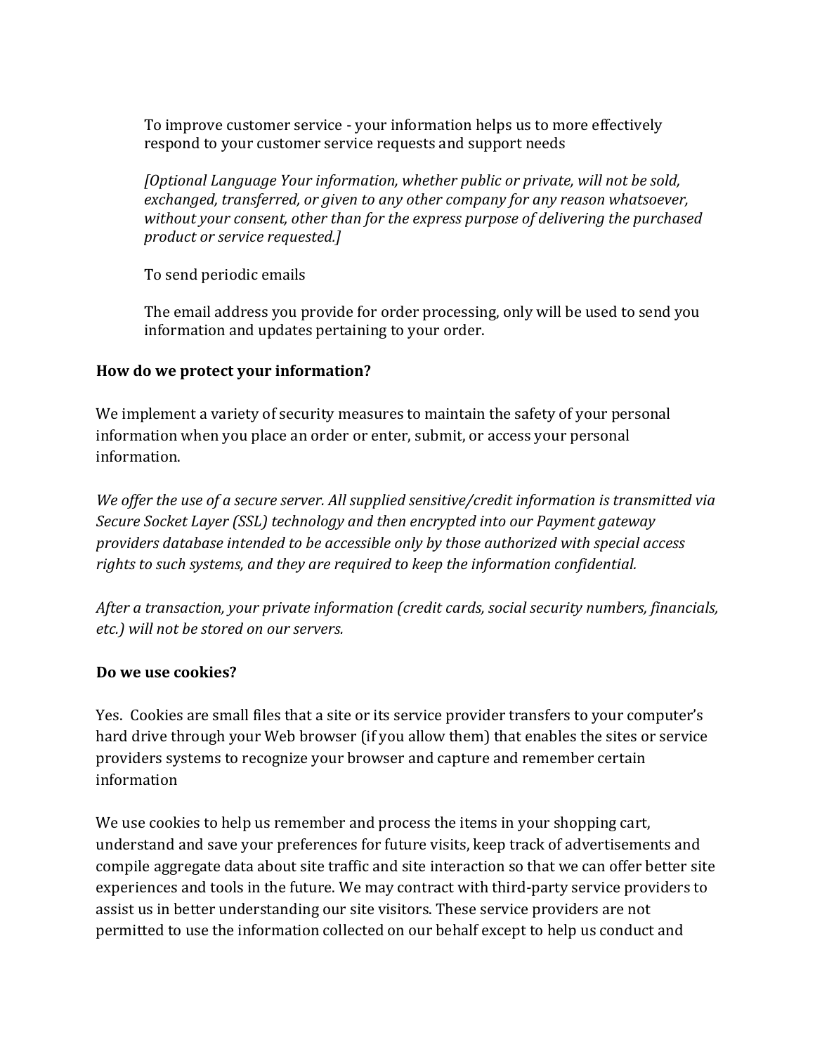To improve customer service - your information helps us to more effectively respond to your customer service requests and support needs

*[Optional Language Your information, whether public or private, will not be sold, exchanged, transferred, or given to any other company for any reason whatsoever, without your consent, other than for the express purpose of delivering the purchased product or service requested.]*

To send periodic emails

The email address you provide for order processing, only will be used to send you information and updates pertaining to your order.

**How do we protect your information?**

We implement a variety of security measures to maintain the safety of your personal information when you place an order or enter, submit, or access your personal information.

*We offer the use of a secure server. All supplied sensitive/credit information is transmitted via Secure Socket Layer (SSL) technology and then encrypted into our Payment gateway providers database intended to be accessible only by those authorized with special access rights to such systems, and they are required to keep the information confidential.*

*After a transaction, your private information (credit cards, social security numbers, financials, etc.) will not be stored on our servers.*

**Do we use cookies?**

Yes. Cookies are small files that a site or its service provider transfers to your computer's hard drive through your Web browser (if you allow them) that enables the sites or service providers systems to recognize your browser and capture and remember certain information

We use cookies to help us remember and process the items in your shopping cart, understand and save your preferences for future visits, keep track of advertisements and compile aggregate data about site traffic and site interaction so that we can offer better site experiences and tools in the future. We may contract with third-party service providers to assist us in better understanding our site visitors. These service providers are not permitted to use the information collected on our behalf except to help us conduct and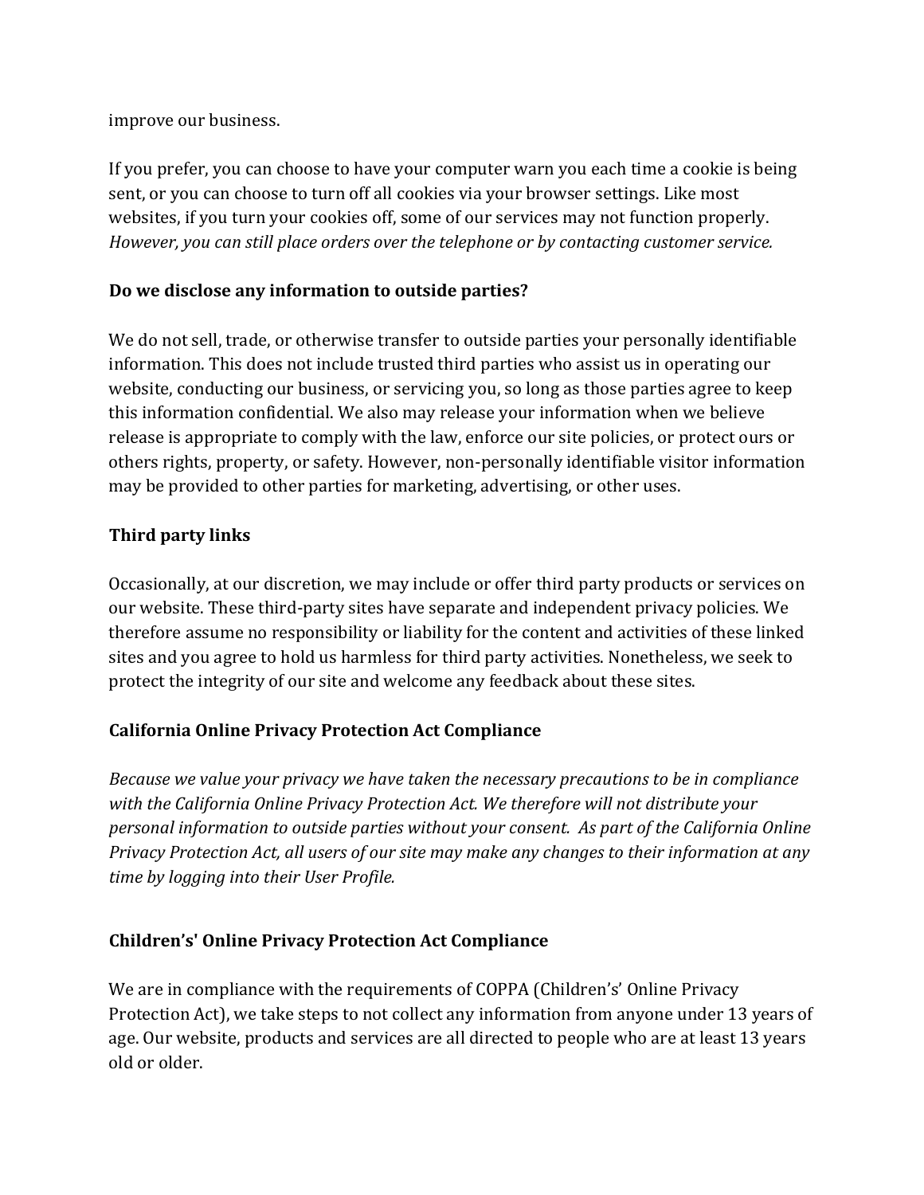improve our business.

If you prefer, you can choose to have your computer warn you each time a cookie is being sent, or you can choose to turn off all cookies via your browser settings. Like most websites, if you turn your cookies off, some of our services may not function properly. *However, you can still place orders over the telephone or by contacting customer service.*

**Do we disclose any information to outside parties?**

We do not sell, trade, or otherwise transfer to outside parties your personally identifiable information. This does not include trusted third parties who assist us in operating our website, conducting our business, or servicing you, so long as those parties agree to keep this information confidential. We also may release your information when we believe release is appropriate to comply with the law, enforce our site policies, or protect ours or others rights, property, or safety. However, non-personally identifiable visitor information may be provided to other parties for marketing, advertising, or other uses.

**Third party links**

Occasionally, at our discretion, we may include or offer third party products or services on our website. These third-party sites have separate and independent privacy policies. We therefore assume no responsibility or liability for the content and activities of these linked sites and you agree to hold us harmless for third party activities. Nonetheless, we seek to protect the integrity of our site and welcome any feedback about these sites.

**California Online Privacy Protection Act Compliance**

*Because we value your privacy we have taken the necessary precautions to be in compliance with the California Online Privacy Protection Act. We therefore will not distribute your personal information to outside parties without your consent. As part of the California Online Privacy Protection Act, all users of our site may make any changes to their information at any time by logging into their User Profile.*

**Children's' Online Privacy Protection Act Compliance**

We are in compliance with the requirements of COPPA (Children's' Online Privacy Protection Act), we take steps to not collect any information from anyone under 13 years of age. Our website, products and services are all directed to people who are at least 13 years old or older.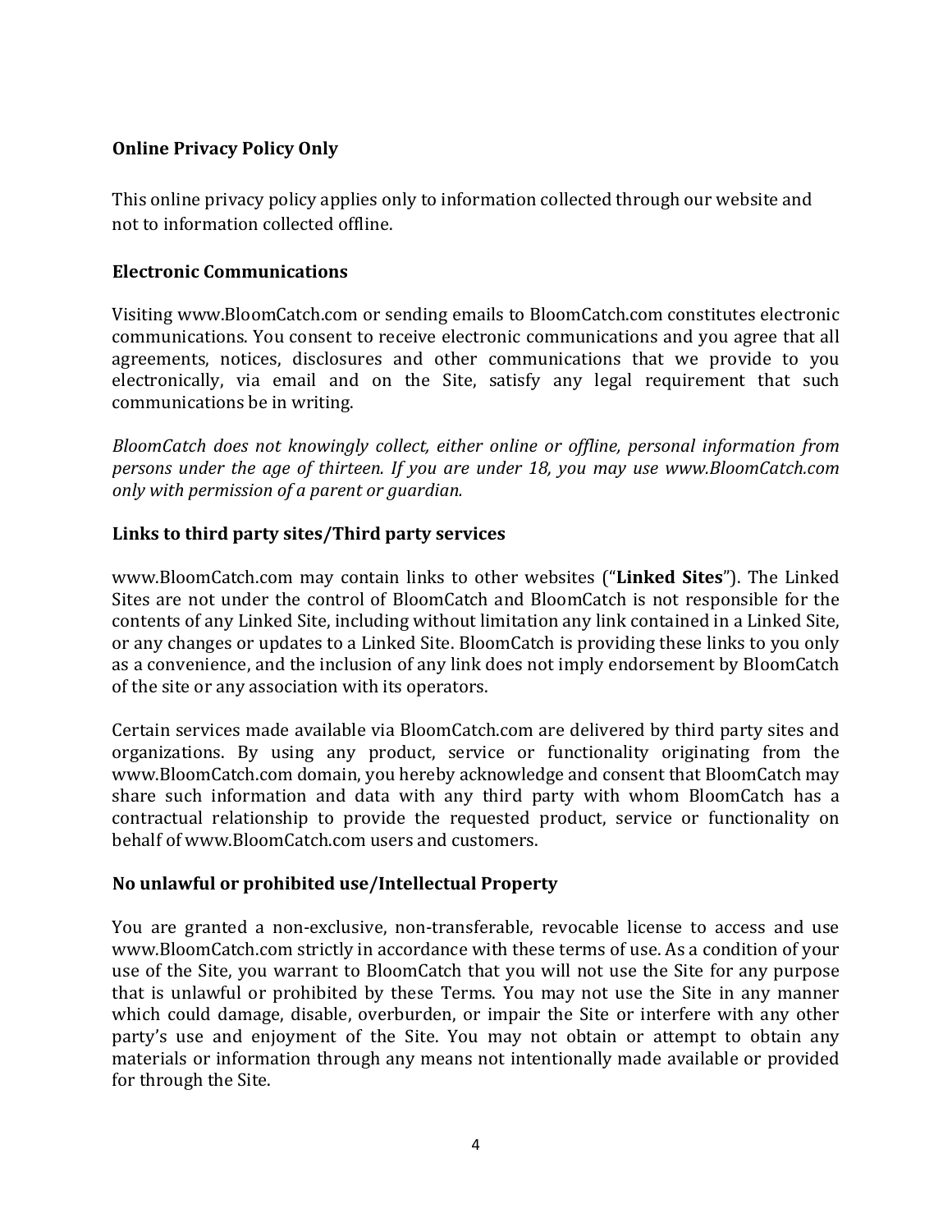**Online Privacy Policy Only**

This online privacy policy applies only to information collected through our website and not to information collected offline.

**Electronic Communications**

Visiting www.BloomCatch.com or sending emails to BloomCatch.com constitutes electronic communications. You consent to receive electronic communications and you agree that all agreements, notices, disclosures and other communications that we provide to you electronically, via email and on the Site, satisfy any legal requirement that such communications be in writing.

*BloomCatch does not knowingly collect, either online or offline, personal information from persons under the age of thirteen. If you are under 18, you may use www.BloomCatch.com only with permission of a parent or guardian.*

**Links to third party sites/Third party services**

www.BloomCatch.com may contain links to other websites ("**Linked Sites**"). The Linked Sites are not under the control of BloomCatch and BloomCatch is not responsible for the contents of any Linked Site, including without limitation any link contained in a Linked Site, or any changes or updates to a Linked Site. BloomCatch is providing these links to you only as a convenience, and the inclusion of any link does not imply endorsement by BloomCatch of the site or any association with its operators.

Certain services made available via BloomCatch.com are delivered by third party sites and organizations. By using any product, service or functionality originating from the www.BloomCatch.com domain, you hereby acknowledge and consent that BloomCatch may share such information and data with any third party with whom BloomCatch has a contractual relationship to provide the requested product, service or functionality on behalf of www.BloomCatch.com users and customers.

**No unlawful or prohibited use/Intellectual Property**

You are granted a non-exclusive, non-transferable, revocable license to access and use www.BloomCatch.com strictly in accordance with these terms of use. As a condition of your use of the Site, you warrant to BloomCatch that you will not use the Site for any purpose that is unlawful or prohibited by these Terms. You may not use the Site in any manner which could damage, disable, overburden, or impair the Site or interfere with any other party's use and enjoyment of the Site. You may not obtain or attempt to obtain any materials or information through any means not intentionally made available or provided for through the Site.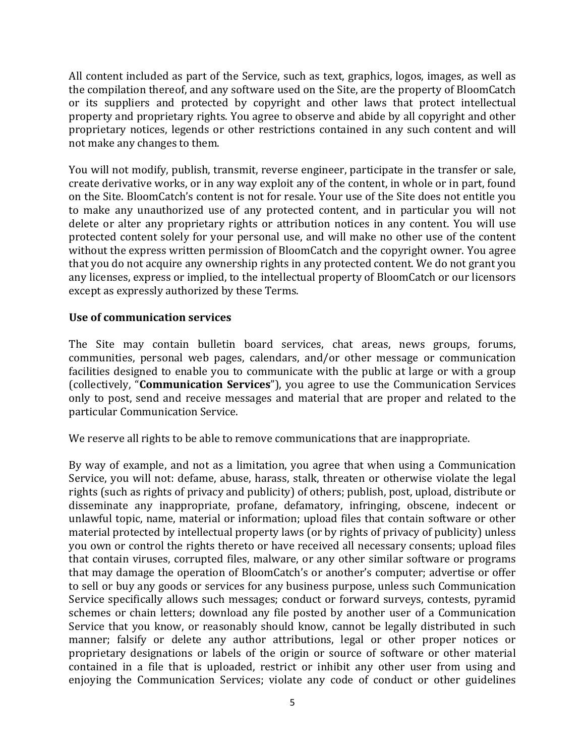All content included as part of the Service, such as text, graphics, logos, images, as well as the compilation thereof, and any software used on the Site, are the property of BloomCatch or its suppliers and protected by copyright and other laws that protect intellectual property and proprietary rights. You agree to observe and abide by all copyright and other proprietary notices, legends or other restrictions contained in any such content and will not make any changes to them.

You will not modify, publish, transmit, reverse engineer, participate in the transfer or sale, create derivative works, or in any way exploit any of the content, in whole or in part, found on the Site. BloomCatch's content is not for resale. Your use of the Site does not entitle you to make any unauthorized use of any protected content, and in particular you will not delete or alter any proprietary rights or attribution notices in any content. You will use protected content solely for your personal use, and will make no other use of the content without the express written permission of BloomCatch and the copyright owner. You agree that you do not acquire any ownership rights in any protected content. We do not grant you any licenses, express or implied, to the intellectual property of BloomCatch or our licensors except as expressly authorized by these Terms.

**Use of communication services**

The Site may contain bulletin board services, chat areas, news groups, forums, communities, personal web pages, calendars, and/or other message or communication facilities designed to enable you to communicate with the public at large or with a group (collectively, "**Communication Services**"), you agree to use the Communication Services only to post, send and receive messages and material that are proper and related to the particular Communication Service.

We reserve all rights to be able to remove communications that are inappropriate.

By way of example, and not as a limitation, you agree that when using a Communication Service, you will not: defame, abuse, harass, stalk, threaten or otherwise violate the legal rights (such as rights of privacy and publicity) of others; publish, post, upload, distribute or disseminate any inappropriate, profane, defamatory, infringing, obscene, indecent or unlawful topic, name, material or information; upload files that contain software or other material protected by intellectual property laws (or by rights of privacy of publicity) unless you own or control the rights thereto or have received all necessary consents; upload files that contain viruses, corrupted files, malware, or any other similar software or programs that may damage the operation of BloomCatch's or another's computer; advertise or offer to sell or buy any goods or services for any business purpose, unless such Communication Service specifically allows such messages; conduct or forward surveys, contests, pyramid schemes or chain letters; download any file posted by another user of a Communication Service that you know, or reasonably should know, cannot be legally distributed in such manner; falsify or delete any author attributions, legal or other proper notices or proprietary designations or labels of the origin or source of software or other material contained in a file that is uploaded, restrict or inhibit any other user from using and enjoying the Communication Services; violate any code of conduct or other guidelines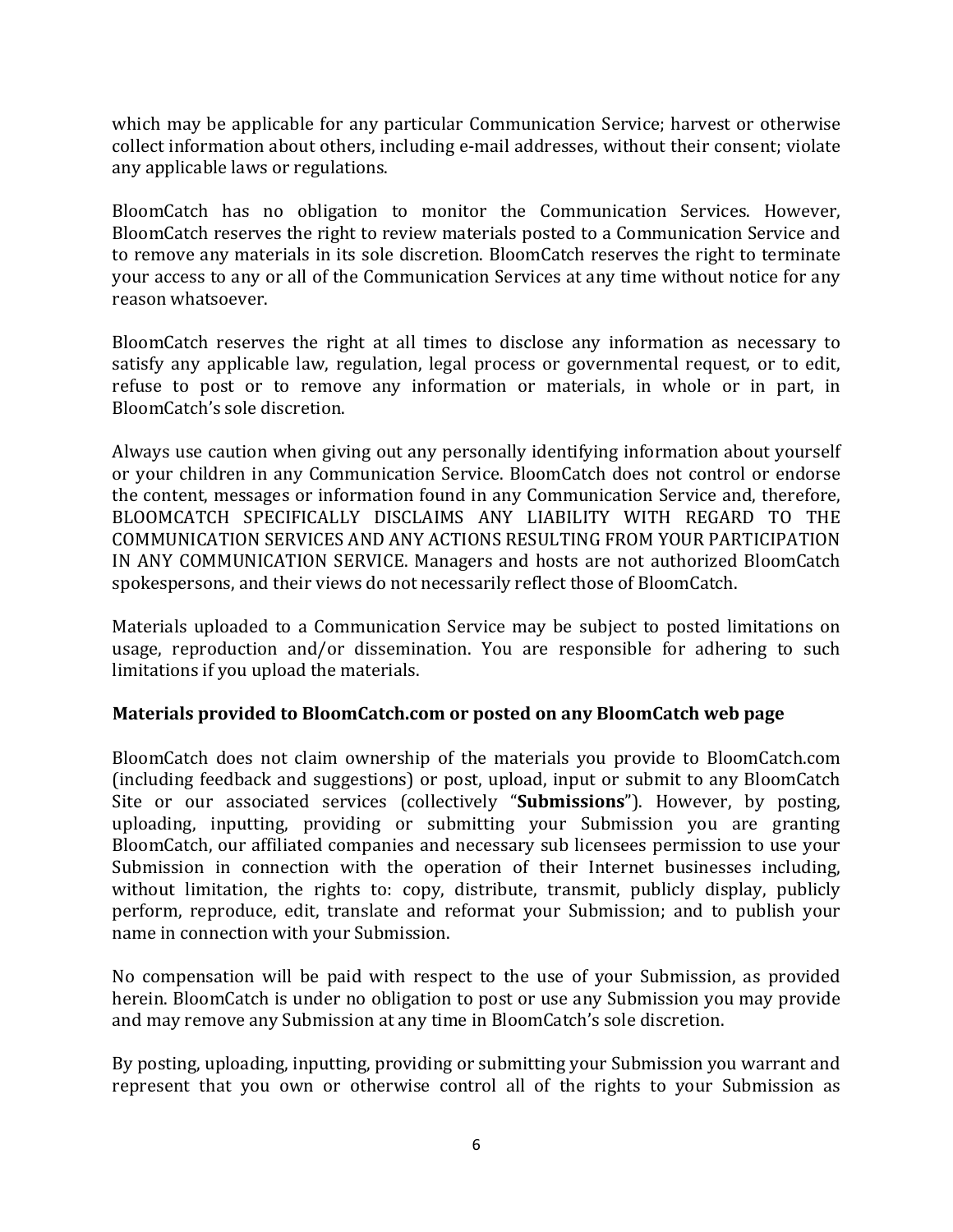which may be applicable for any particular Communication Service; harvest or otherwise collect information about others, including e-mail addresses, without their consent; violate any applicable laws or regulations.

BloomCatch has no obligation to monitor the Communication Services. However, BloomCatch reserves the right to review materials posted to a Communication Service and to remove any materials in its sole discretion. BloomCatch reserves the right to terminate your access to any or all of the Communication Services at any time without notice for any reason whatsoever.

BloomCatch reserves the right at all times to disclose any information as necessary to satisfy any applicable law, regulation, legal process or governmental request, or to edit, refuse to post or to remove any information or materials, in whole or in part, in BloomCatch's sole discretion.

Always use caution when giving out any personally identifying information about yourself or your children in any Communication Service. BloomCatch does not control or endorse the content, messages or information found in any Communication Service and, therefore, BLOOMCATCH SPECIFICALLY DISCLAIMS ANY LIABILITY WITH REGARD TO THE COMMUNICATION SERVICES AND ANY ACTIONS RESULTING FROM YOUR PARTICIPATION IN ANY COMMUNICATION SERVICE. Managers and hosts are not authorized BloomCatch spokespersons, and their views do not necessarily reflect those of BloomCatch.

Materials uploaded to a Communication Service may be subject to posted limitations on usage, reproduction and/or dissemination. You are responsible for adhering to such limitations if you upload the materials.

**Materials provided to BloomCatch.com or posted on any BloomCatch web page**

BloomCatch does not claim ownership of the materials you provide to BloomCatch.com (including feedback and suggestions) or post, upload, input or submit to any BloomCatch Site or our associated services (collectively "**Submissions**"). However, by posting, uploading, inputting, providing or submitting your Submission you are granting BloomCatch, our affiliated companies and necessary sub licensees permission to use your Submission in connection with the operation of their Internet businesses including, without limitation, the rights to: copy, distribute, transmit, publicly display, publicly perform, reproduce, edit, translate and reformat your Submission; and to publish your name in connection with your Submission.

No compensation will be paid with respect to the use of your Submission, as provided herein. BloomCatch is under no obligation to post or use any Submission you may provide and may remove any Submission at any time in BloomCatch's sole discretion.

By posting, uploading, inputting, providing or submitting your Submission you warrant and represent that you own or otherwise control all of the rights to your Submission as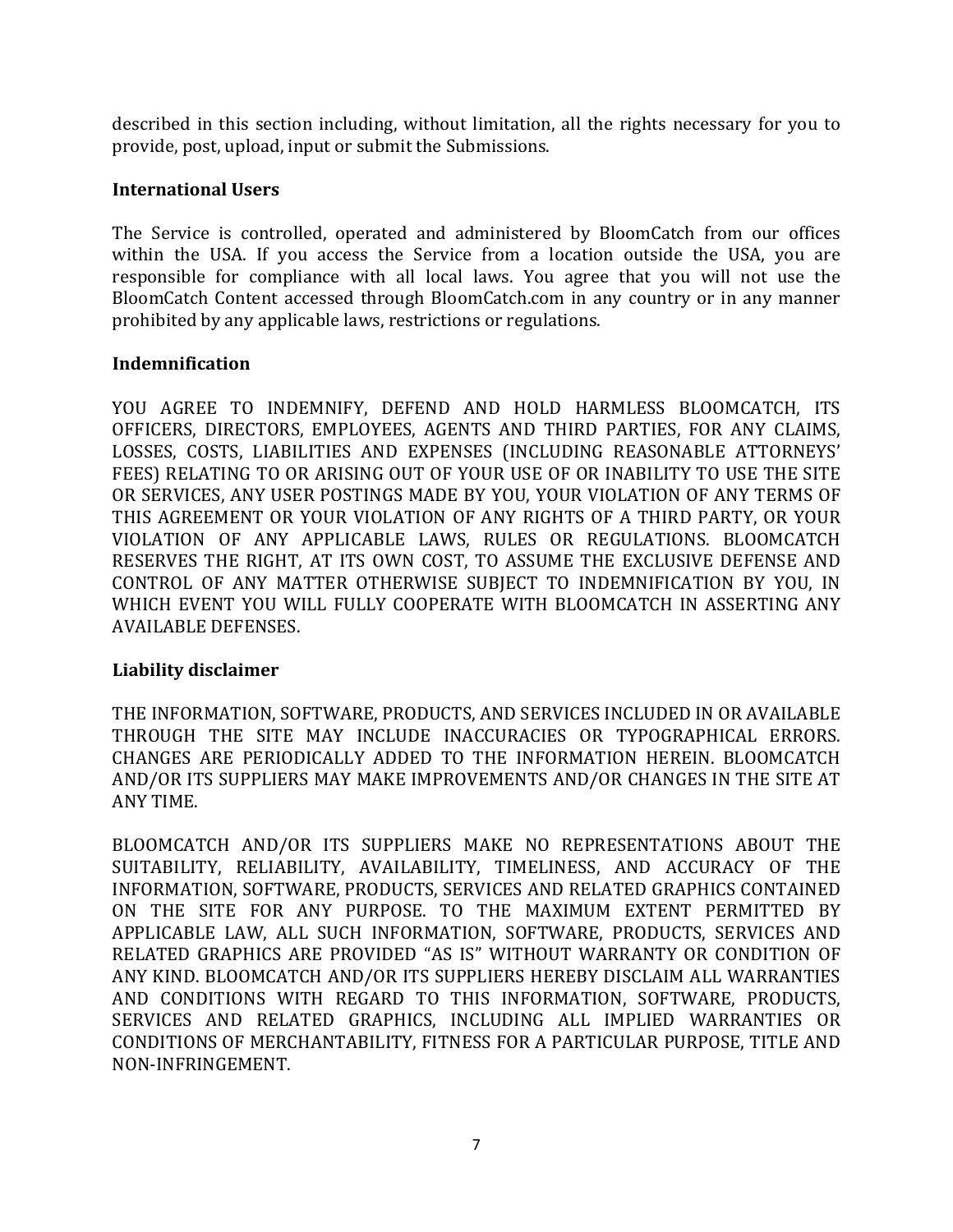described in this section including, without limitation, all the rights necessary for you to provide, post, upload, input or submit the Submissions.

**International Users**

The Service is controlled, operated and administered by BloomCatch from our offices within the USA. If you access the Service from a location outside the USA, you are responsible for compliance with all local laws. You agree that you will not use the BloomCatch Content accessed through BloomCatch.com in any country or in any manner prohibited by any applicable laws, restrictions or regulations.

**Indemnification**

YOU AGREE TO INDEMNIFY, DEFEND AND HOLD HARMLESS BLOOMCATCH, ITS OFFICERS, DIRECTORS, EMPLOYEES, AGENTS AND THIRD PARTIES, FOR ANY CLAIMS, LOSSES, COSTS, LIABILITIES AND EXPENSES (INCLUDING REASONABLE ATTORNEYS' FEES) RELATING TO OR ARISING OUT OF YOUR USE OF OR INABILITY TO USE THE SITE OR SERVICES, ANY USER POSTINGS MADE BY YOU, YOUR VIOLATION OF ANY TERMS OF THIS AGREEMENT OR YOUR VIOLATION OF ANY RIGHTS OF A THIRD PARTY, OR YOUR VIOLATION OF ANY APPLICABLE LAWS, RULES OR REGULATIONS. BLOOMCATCH RESERVES THE RIGHT, AT ITS OWN COST, TO ASSUME THE EXCLUSIVE DEFENSE AND CONTROL OF ANY MATTER OTHERWISE SUBJECT TO INDEMNIFICATION BY YOU, IN WHICH EVENT YOU WILL FULLY COOPERATE WITH BLOOMCATCH IN ASSERTING ANY AVAILABLE DEFENSES.

**Liability disclaimer**

THE INFORMATION, SOFTWARE, PRODUCTS, AND SERVICES INCLUDED IN OR AVAILABLE THROUGH THE SITE MAY INCLUDE INACCURACIES OR TYPOGRAPHICAL ERRORS. CHANGES ARE PERIODICALLY ADDED TO THE INFORMATION HEREIN. BLOOMCATCH AND/OR ITS SUPPLIERS MAY MAKE IMPROVEMENTS AND/OR CHANGES IN THE SITE AT ANY TIME.

BLOOMCATCH AND/OR ITS SUPPLIERS MAKE NO REPRESENTATIONS ABOUT THE SUITABILITY, RELIABILITY, AVAILABILITY, TIMELINESS, AND ACCURACY OF THE INFORMATION, SOFTWARE, PRODUCTS, SERVICES AND RELATED GRAPHICS CONTAINED ON THE SITE FOR ANY PURPOSE. TO THE MAXIMUM EXTENT PERMITTED BY APPLICABLE LAW, ALL SUCH INFORMATION, SOFTWARE, PRODUCTS, SERVICES AND RELATED GRAPHICS ARE PROVIDED "AS IS" WITHOUT WARRANTY OR CONDITION OF ANY KIND. BLOOMCATCH AND/OR ITS SUPPLIERS HEREBY DISCLAIM ALL WARRANTIES AND CONDITIONS WITH REGARD TO THIS INFORMATION, SOFTWARE, PRODUCTS, SERVICES AND RELATED GRAPHICS, INCLUDING ALL IMPLIED WARRANTIES OR CONDITIONS OF MERCHANTABILITY, FITNESS FOR A PARTICULAR PURPOSE, TITLE AND NON-INFRINGEMENT.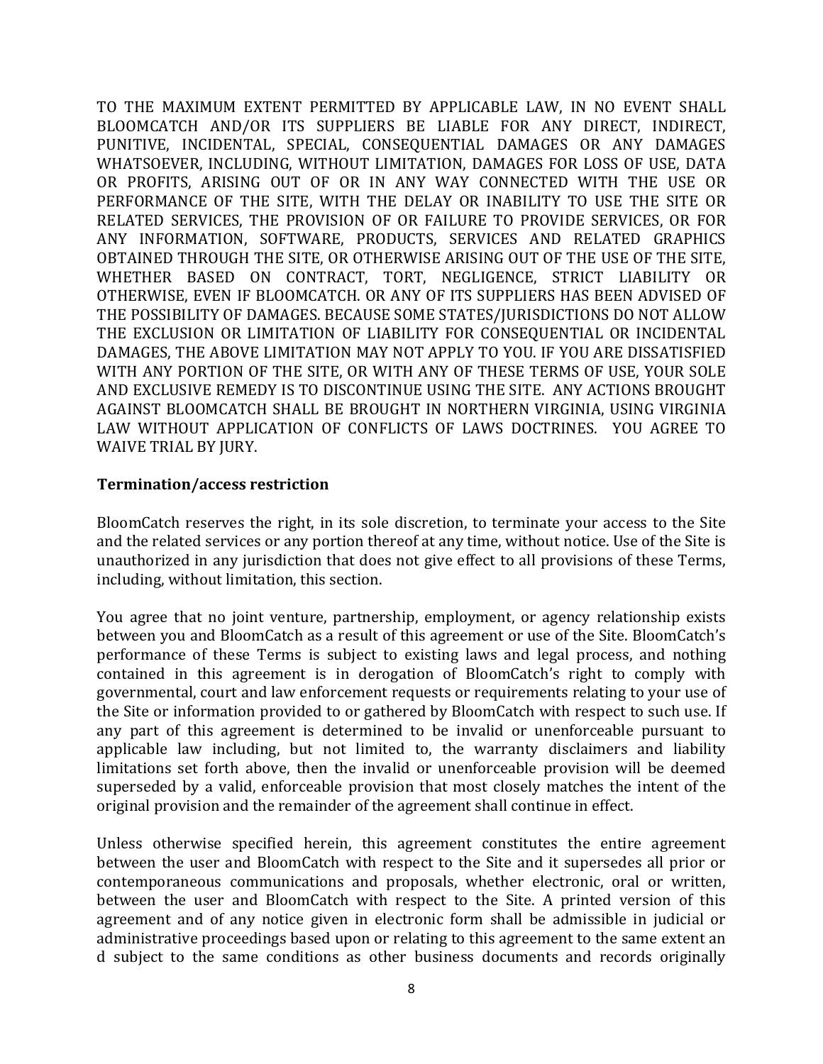TO THE MAXIMUM EXTENT PERMITTED BY APPLICABLE LAW, IN NO EVENT SHALL BLOOMCATCH AND/OR ITS SUPPLIERS BE LIABLE FOR ANY DIRECT, INDIRECT, PUNITIVE, INCIDENTAL, SPECIAL, CONSEQUENTIAL DAMAGES OR ANY DAMAGES WHATSOEVER, INCLUDING, WITHOUT LIMITATION, DAMAGES FOR LOSS OF USE, DATA OR PROFITS, ARISING OUT OF OR IN ANY WAY CONNECTED WITH THE USE OR PERFORMANCE OF THE SITE, WITH THE DELAY OR INABILITY TO USE THE SITE OR RELATED SERVICES, THE PROVISION OF OR FAILURE TO PROVIDE SERVICES, OR FOR ANY INFORMATION, SOFTWARE, PRODUCTS, SERVICES AND RELATED GRAPHICS OBTAINED THROUGH THE SITE, OR OTHERWISE ARISING OUT OF THE USE OF THE SITE, WHETHER BASED ON CONTRACT, TORT, NEGLIGENCE, STRICT LIABILITY OR OTHERWISE, EVEN IF BLOOMCATCH. OR ANY OF ITS SUPPLIERS HAS BEEN ADVISED OF THE POSSIBILITY OF DAMAGES. BECAUSE SOME STATES/JURISDICTIONS DO NOT ALLOW THE EXCLUSION OR LIMITATION OF LIABILITY FOR CONSEQUENTIAL OR INCIDENTAL DAMAGES, THE ABOVE LIMITATION MAY NOT APPLY TO YOU. IF YOU ARE DISSATISFIED WITH ANY PORTION OF THE SITE, OR WITH ANY OF THESE TERMS OF USE, YOUR SOLE AND EXCLUSIVE REMEDY IS TO DISCONTINUE USING THE SITE. ANY ACTIONS BROUGHT AGAINST BLOOMCATCH SHALL BE BROUGHT IN NORTHERN VIRGINIA, USING VIRGINIA LAW WITHOUT APPLICATION OF CONFLICTS OF LAWS DOCTRINES. YOU AGREE TO WAIVE TRIAL BY JURY.

**Termination/access restriction**

BloomCatch reserves the right, in its sole discretion, to terminate your access to the Site and the related services or any portion thereof at any time, without notice. Use of the Site is unauthorized in any jurisdiction that does not give effect to all provisions of these Terms, including, without limitation, this section.

You agree that no joint venture, partnership, employment, or agency relationship exists between you and BloomCatch as a result of this agreement or use of the Site. BloomCatch's performance of these Terms is subject to existing laws and legal process, and nothing contained in this agreement is in derogation of BloomCatch's right to comply with governmental, court and law enforcement requests or requirements relating to your use of the Site or information provided to or gathered by BloomCatch with respect to such use. If any part of this agreement is determined to be invalid or unenforceable pursuant to applicable law including, but not limited to, the warranty disclaimers and liability limitations set forth above, then the invalid or unenforceable provision will be deemed superseded by a valid, enforceable provision that most closely matches the intent of the original provision and the remainder of the agreement shall continue in effect.

Unless otherwise specified herein, this agreement constitutes the entire agreement between the user and BloomCatch with respect to the Site and it supersedes all prior or contemporaneous communications and proposals, whether electronic, oral or written, between the user and BloomCatch with respect to the Site. A printed version of this agreement and of any notice given in electronic form shall be admissible in judicial or administrative proceedings based upon or relating to this agreement to the same extent an d subject to the same conditions as other business documents and records originally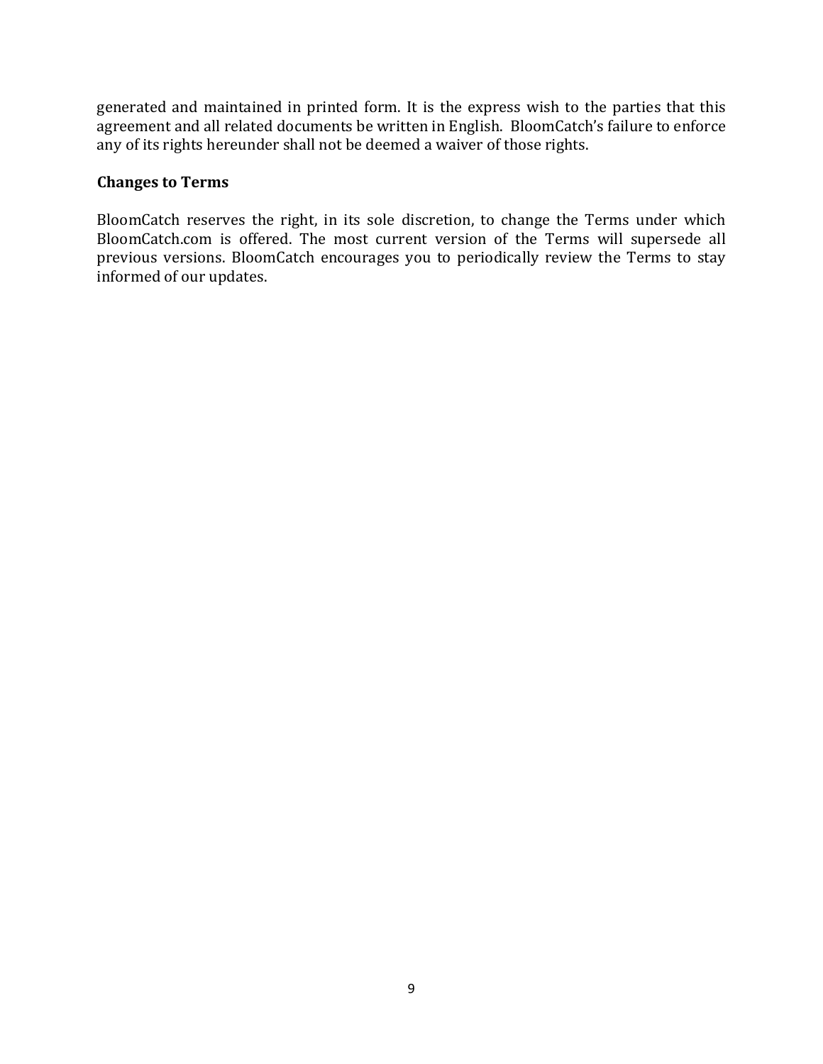generated and maintained in printed form. It is the express wish to the parties that this agreement and all related documents be written in English. BloomCatch's failure to enforce any of its rights hereunder shall not be deemed a waiver of those rights.

**Changes to Terms**

BloomCatch reserves the right, in its sole discretion, to change the Terms under which BloomCatch.com is offered. The most current version of the Terms will supersede all previous versions. BloomCatch encourages you to periodically review the Terms to stay informed of our updates.